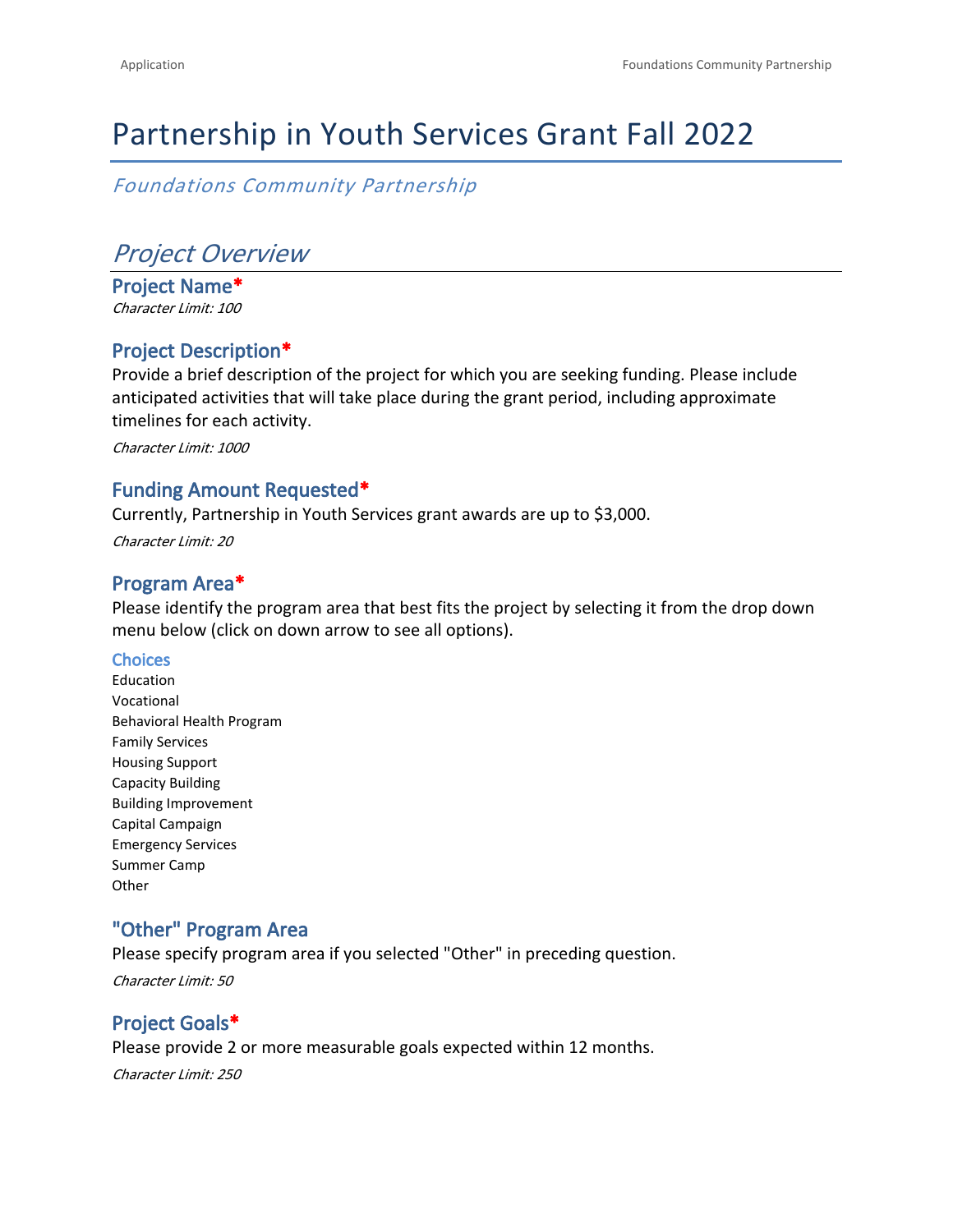# Partnership in Youth Services Grant Fall 2022

*Foundations Community Partnership*

## *Project Overview*

### Project Name*

*Character Limit: 100*

### Project Description*

Provide a brief description of the project for which you are seeking funding. Please include anticipated activities that will take place during the grant period, including approximate timelines for each activity.

*Character Limit: 1000*

### Funding Amount Requested*

Currently, Partnership in Youth Services grant awards are up to $3,000.

*Character Limit: 20*

### Program Area*

Please identify the program area that best fits the project by selecting it from the drop down menu below (click on down arrow to see all options).

#### Choices

Education
Vocational
Behavioral Health Program
Family Services
Housing Support
Capacity Building
Building Improvement
Capital Campaign
Emergency Services
Summer Camp
Other

### "Other" Program Area

Please specify program area if you selected "Other" in preceding question.

*Character Limit: 50*

### Project Goals*

Please provide 2 or more measurable goals expected within 12 months.

*Character Limit: 250*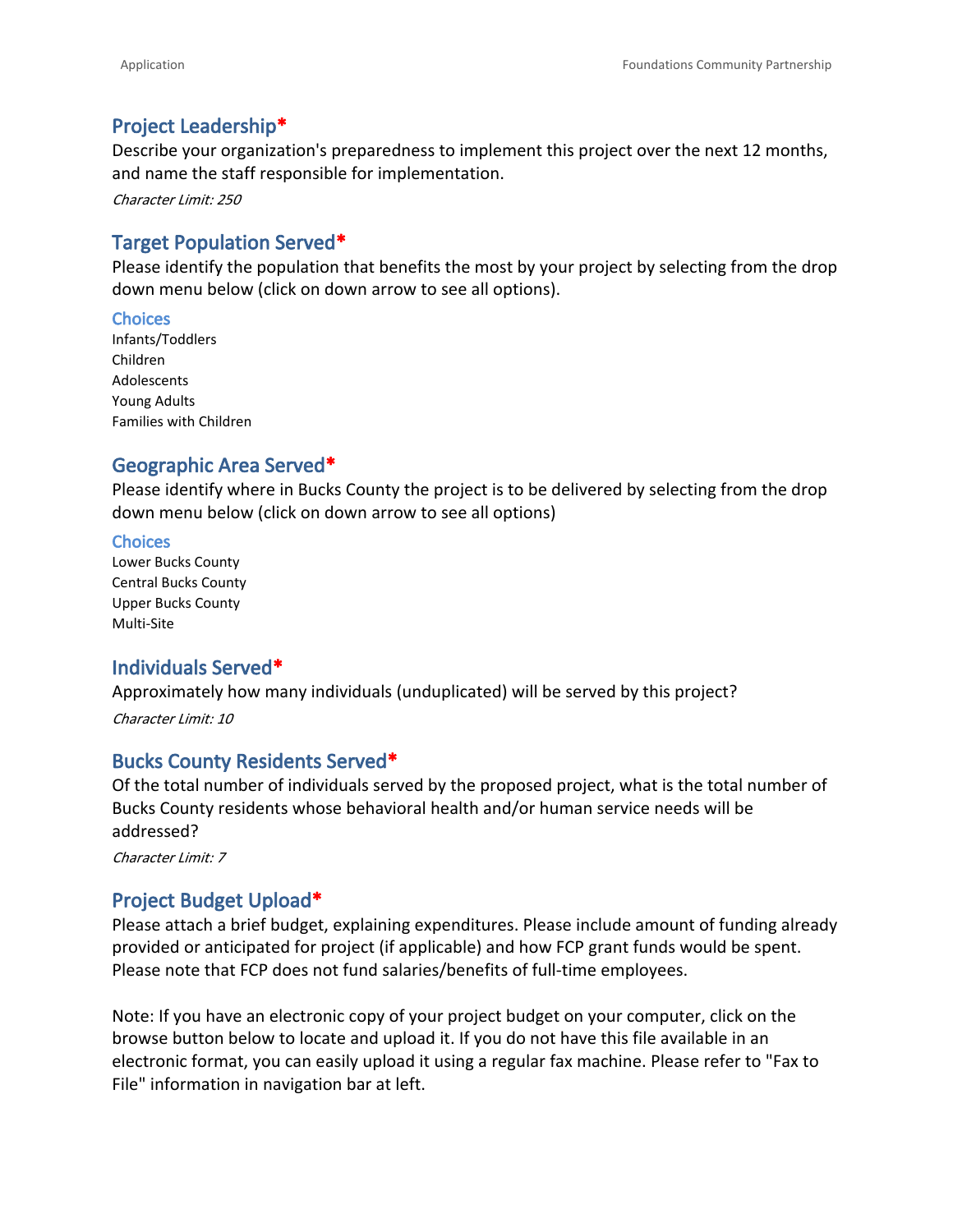## Project Leadership*

Describe your organization's preparedness to implement this project over the next 12 months, and name the staff responsible for implementation.

*Character Limit: 250*

## Target Population Served*

Please identify the population that benefits the most by your project by selecting from the drop down menu below (click on down arrow to see all options).

### Choices

Infants/Toddlers
Children
Adolescents
Young Adults
Families with Children

## Geographic Area Served*

Please identify where in Bucks County the project is to be delivered by selecting from the drop down menu below (click on down arrow to see all options)

### Choices

Lower Bucks County
Central Bucks County
Upper Bucks County
Multi-Site

## Individuals Served*

Approximately how many individuals (unduplicated) will be served by this project?

*Character Limit: 10*

## Bucks County Residents Served*

Of the total number of individuals served by the proposed project, what is the total number of Bucks County residents whose behavioral health and/or human service needs will be addressed?

*Character Limit: 7*

## Project Budget Upload*

Please attach a brief budget, explaining expenditures. Please include amount of funding already provided or anticipated for project (if applicable) and how FCP grant funds would be spent. Please note that FCP does not fund salaries/benefits of full-time employees.

Note: If you have an electronic copy of your project budget on your computer, click on the browse button below to locate and upload it. If you do not have this file available in an electronic format, you can easily upload it using a regular fax machine. Please refer to "Fax to File" information in navigation bar at left.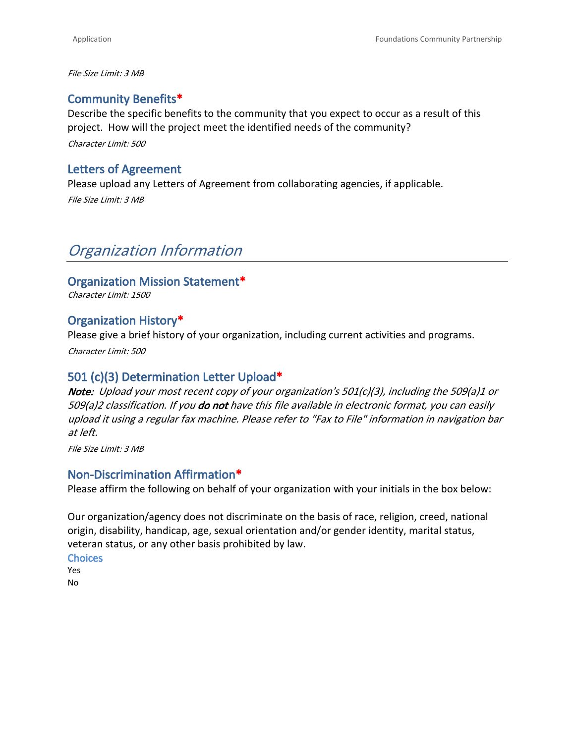*File Size Limit: 3 MB*

### Community Benefits*

Describe the specific benefits to the community that you expect to occur as a result of this project. How will the project meet the identified needs of the community?

*Character Limit: 500*

### Letters of Agreement

Please upload any Letters of Agreement from collaborating agencies, if applicable.

*File Size Limit: 3 MB*

## *Organization Information*

### Organization Mission Statement*

*Character Limit: 1500*

### Organization History*

Please give a brief history of your organization, including current activities and programs.

*Character Limit: 500*

### 501 (c)(3) Determination Letter Upload*

***Note:*** *Upload your most recent copy of your organization's 501(c)(3), including the 509(a)1 or 509(a)2 classification. If you* ***do not*** *have this file available in electronic format, you can easily upload it using a regular fax machine. Please refer to "Fax to File" information in navigation bar at left.*

*File Size Limit: 3 MB*

### Non-Discrimination Affirmation*

Please affirm the following on behalf of your organization with your initials in the box below:

Our organization/agency does not discriminate on the basis of race, religion, creed, national origin, disability, handicap, age, sexual orientation and/or gender identity, marital status, veteran status, or any other basis prohibited by law.

**Choices**

Yes
No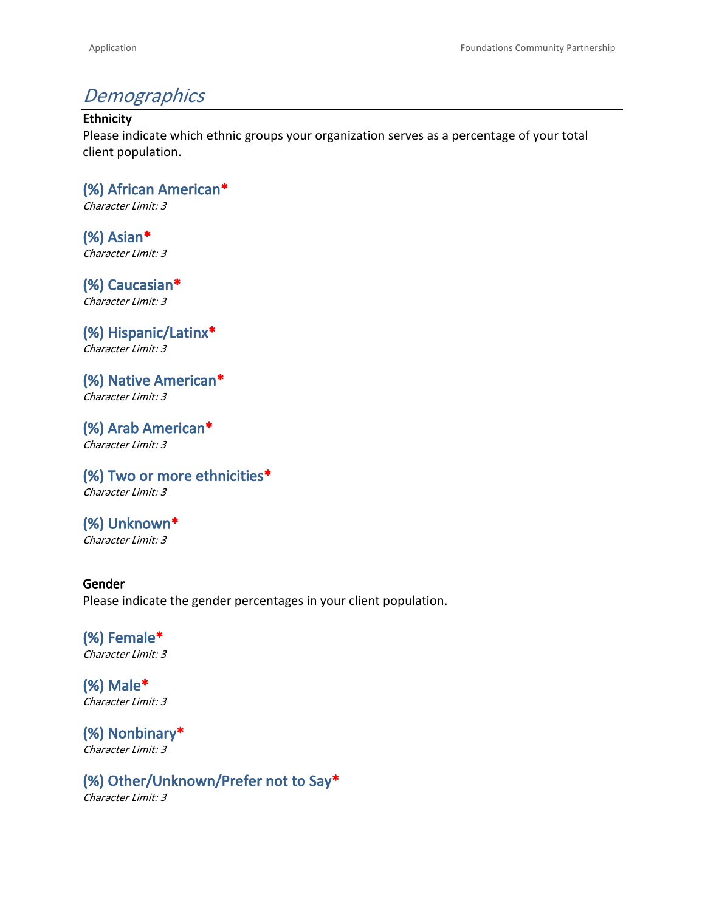## *Demographics*

**Ethnicity**

Please indicate which ethnic groups your organization serves as a percentage of your total client population.

### (%) African American*
*Character Limit: 3*

### (%) Asian*
*Character Limit: 3*

### (%) Caucasian*
*Character Limit: 3*

### (%) Hispanic/Latinx*
*Character Limit: 3*

### (%) Native American*
*Character Limit: 3*

### (%) Arab American*
*Character Limit: 3*

### (%) Two or more ethnicities*
*Character Limit: 3*

### (%) Unknown*
*Character Limit: 3*

**Gender**

Please indicate the gender percentages in your client population.

### (%) Female*
*Character Limit: 3*

### (%) Male*
*Character Limit: 3*

### (%) Nonbinary*
*Character Limit: 3*

### (%) Other/Unknown/Prefer not to Say*
*Character Limit: 3*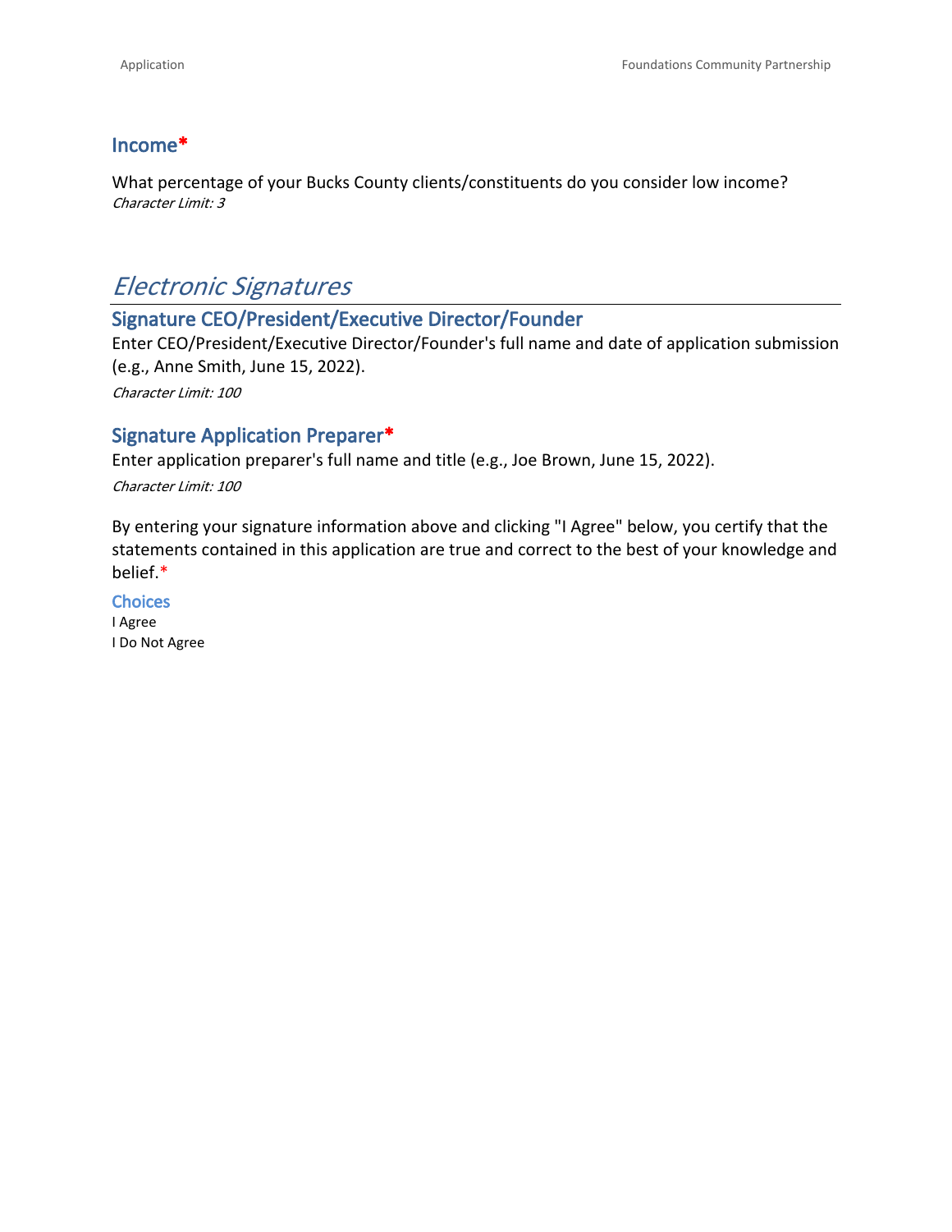## Income*

What percentage of your Bucks County clients/constituents do you consider low income?
*Character Limit: 3*

# *Electronic Signatures*

## Signature CEO/President/Executive Director/Founder

Enter CEO/President/Executive Director/Founder's full name and date of application submission (e.g., Anne Smith, June 15, 2022).

*Character Limit: 100*

## Signature Application Preparer*

Enter application preparer's full name and title (e.g., Joe Brown, June 15, 2022).

*Character Limit: 100*

By entering your signature information above and clicking "I Agree" below, you certify that the statements contained in this application are true and correct to the best of your knowledge and belief.*

### Choices

I Agree
I Do Not Agree